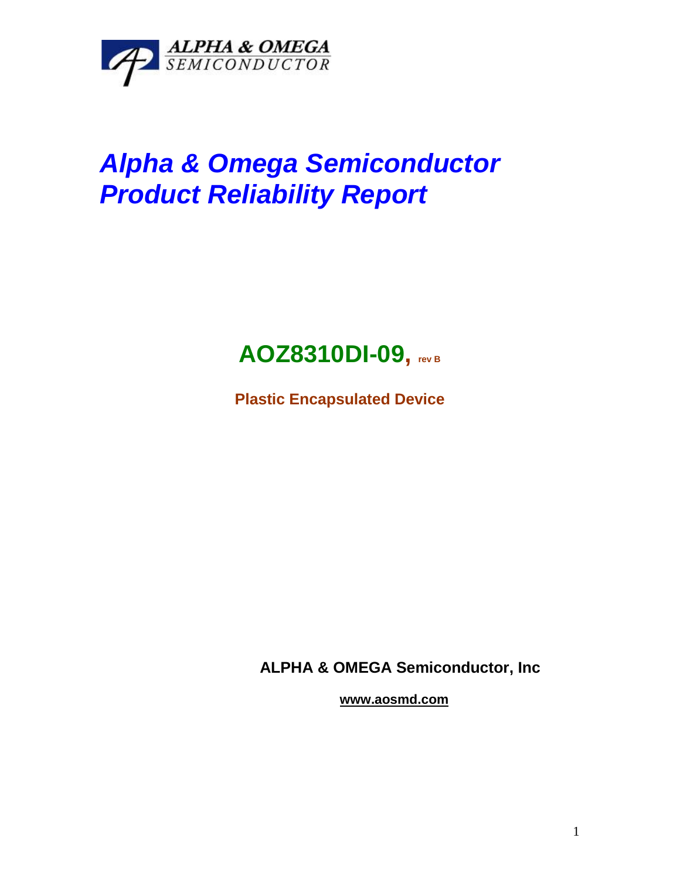ALPHA & OMEGA
SEMICONDUCTOR

# *Alpha & Omega Semiconductor Product Reliability Report*

## AOZ8310DI-09, rev B

**Plastic Encapsulated Device**

**ALPHA & OMEGA Semiconductor, Inc**

**www.aosmd.com**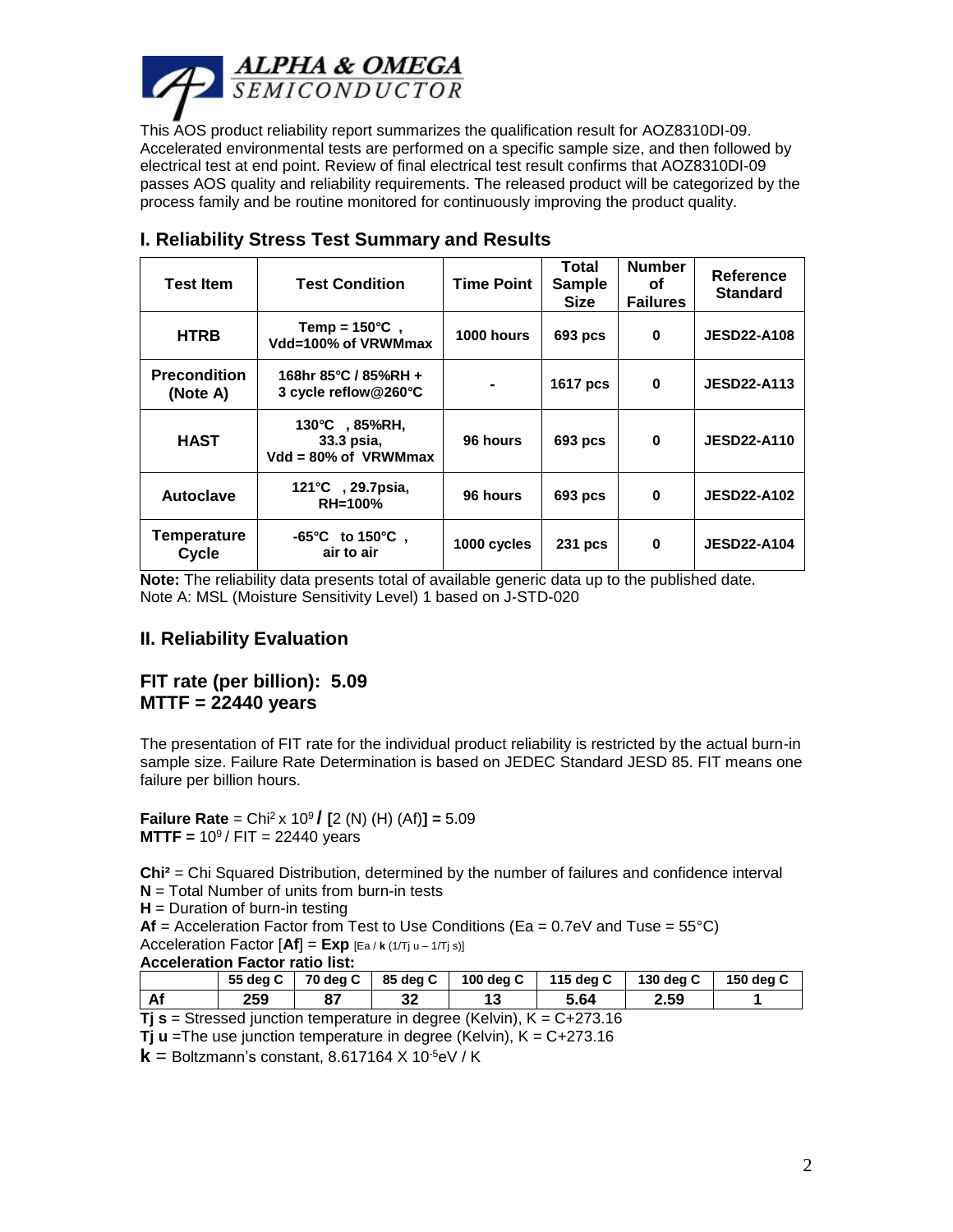This AOS product reliability report summarizes the qualification result for AOZ8310DI-09. Accelerated environmental tests are performed on a specific sample size, and then followed by electrical test at end point. Review of final electrical test result confirms that AOZ8310DI-09 passes AOS quality and reliability requirements. The released product will be categorized by the process family and be routine monitored for continuously improving the product quality.

## I. Reliability Stress Test Summary and Results

| Test Item | Test Condition | Time Point | Total Sample Size | Number of Failures | Reference Standard |
|---|---|---|---|---|---|
| **HTRB** | **Temp = 150°C , Vdd=100% of VRWMmax** | **1000 hours** | **693 pcs** | **0** | **JESD22-A108** |
| **Precondition (Note A)** | **168hr 85°C / 85%RH + 3 cycle reflow@260°C** | **-** | **1617 pcs** | **0** | **JESD22-A113** |
| **HAST** | **130°C , 85%RH, 33.3 psia, Vdd = 80% of VRWMmax** | **96 hours** | **693 pcs** | **0** | **JESD22-A110** |
| **Autoclave** | **121°C , 29.7psia, RH=100%** | **96 hours** | **693 pcs** | **0** | **JESD22-A102** |
| **Temperature Cycle** | **-65°C to 150°C , air to air** | **1000 cycles** | **231 pcs** | **0** | **JESD22-A104** |

**Note:** The reliability data presents total of available generic data up to the published date.
Note A: MSL (Moisture Sensitivity Level) 1 based on J-STD-020

## II. Reliability Evaluation

### FIT rate (per billion): 5.09
### MTTF = 22440 years

The presentation of FIT rate for the individual product reliability is restricted by the actual burn-in sample size. Failure Rate Determination is based on JEDEC Standard JESD 85. FIT means one failure per billion hours.

**Failure Rate** = $Chi^2 \times 10^9$ **/ [**2 (N) (H) (Af)**] =** 5.09
**MTTF =** $10^9$ / FIT = 22440 years

**Chi²** = Chi Squared Distribution, determined by the number of failures and confidence interval
**N** = Total Number of units from burn-in tests
**H** = Duration of burn-in testing
**Af** = Acceleration Factor from Test to Use Conditions (Ea = 0.7eV and Tuse = 55°C)
Acceleration Factor [**Af**] = **Exp** [Ea / **k** (1/Tj u – 1/Tj s)]

**Acceleration Factor ratio list:**

| | 55 deg C | 70 deg C | 85 deg C | 100 deg C | 115 deg C | 130 deg C | 150 deg C |
|---|---|---|---|---|---|---|---|
| **Af** | **259** | **87** | **32** | **13** | **5.64** | **2.59** | **1** |

**Tj s** = Stressed junction temperature in degree (Kelvin), K = C+273.16
**Tj u** =The use junction temperature in degree (Kelvin), K = C+273.16
**k** = Boltzmann's constant, 8.617164 X $10^{-5}$eV / K